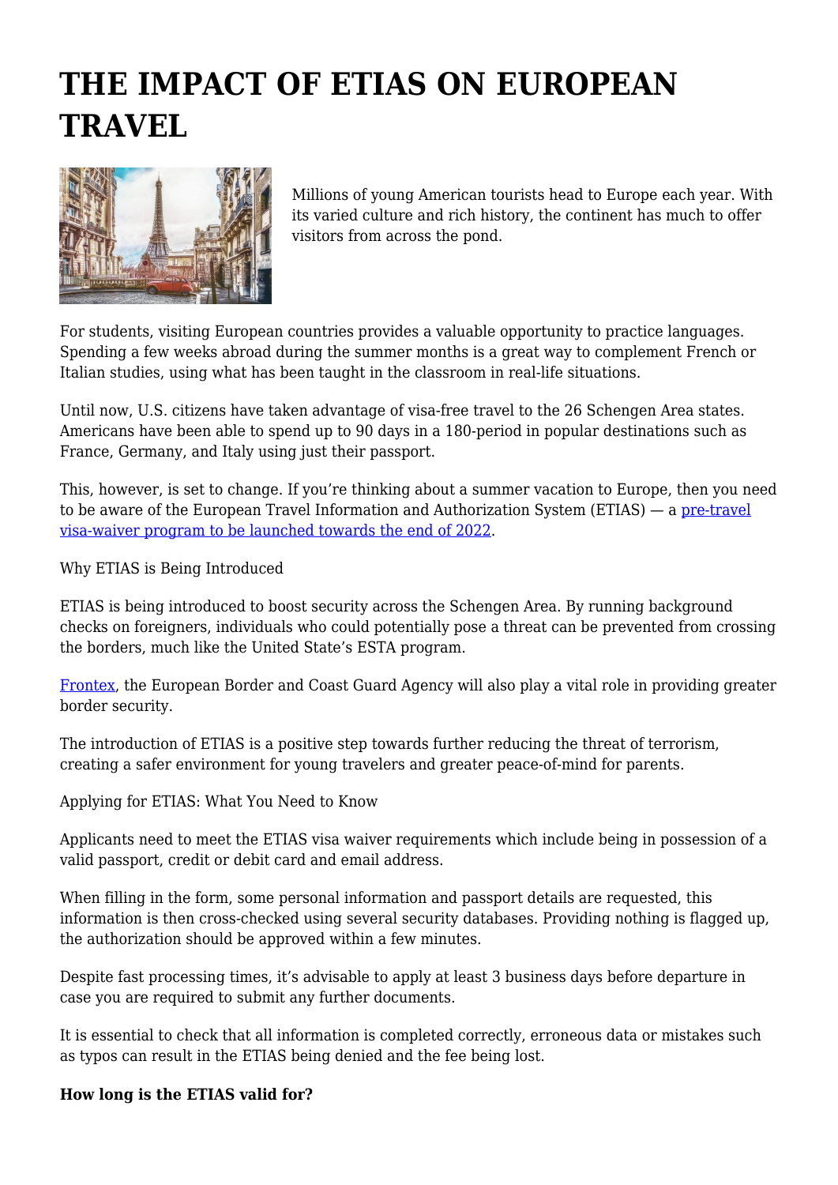# THE IMPACT OF ETIAS ON EUROPEAN TRAVEL

Millions of young American tourists head to Europe each year. With its varied culture and rich history, the continent has much to offer visitors from across the pond.

For students, visiting European countries provides a valuable opportunity to practice languages. Spending a few weeks abroad during the summer months is a great way to complement French or Italian studies, using what has been taught in the classroom in real-life situations.

Until now, U.S. citizens have taken advantage of visa-free travel to the 26 Schengen Area states. Americans have been able to spend up to 90 days in a 180-period in popular destinations such as France, Germany, and Italy using just their passport.

This, however, is set to change. If you're thinking about a summer vacation to Europe, then you need to be aware of the European Travel Information and Authorization System (ETIAS) — a [pre-travel visa-waiver program to be launched towards the end of 2022](https://example.com/).

Why ETIAS is Being Introduced

ETIAS is being introduced to boost security across the Schengen Area. By running background checks on foreigners, individuals who could potentially pose a threat can be prevented from crossing the borders, much like the United State's ESTA program.

[Frontex](https://example.com/), the European Border and Coast Guard Agency will also play a vital role in providing greater border security.

The introduction of ETIAS is a positive step towards further reducing the threat of terrorism, creating a safer environment for young travelers and greater peace-of-mind for parents.

Applying for ETIAS: What You Need to Know

Applicants need to meet the ETIAS visa waiver requirements which include being in possession of a valid passport, credit or debit card and email address.

When filling in the form, some personal information and passport details are requested, this information is then cross-checked using several security databases. Providing nothing is flagged up, the authorization should be approved within a few minutes.

Despite fast processing times, it's advisable to apply at least 3 business days before departure in case you are required to submit any further documents.

It is essential to check that all information is completed correctly, erroneous data or mistakes such as typos can result in the ETIAS being denied and the fee being lost.

**How long is the ETIAS valid for?**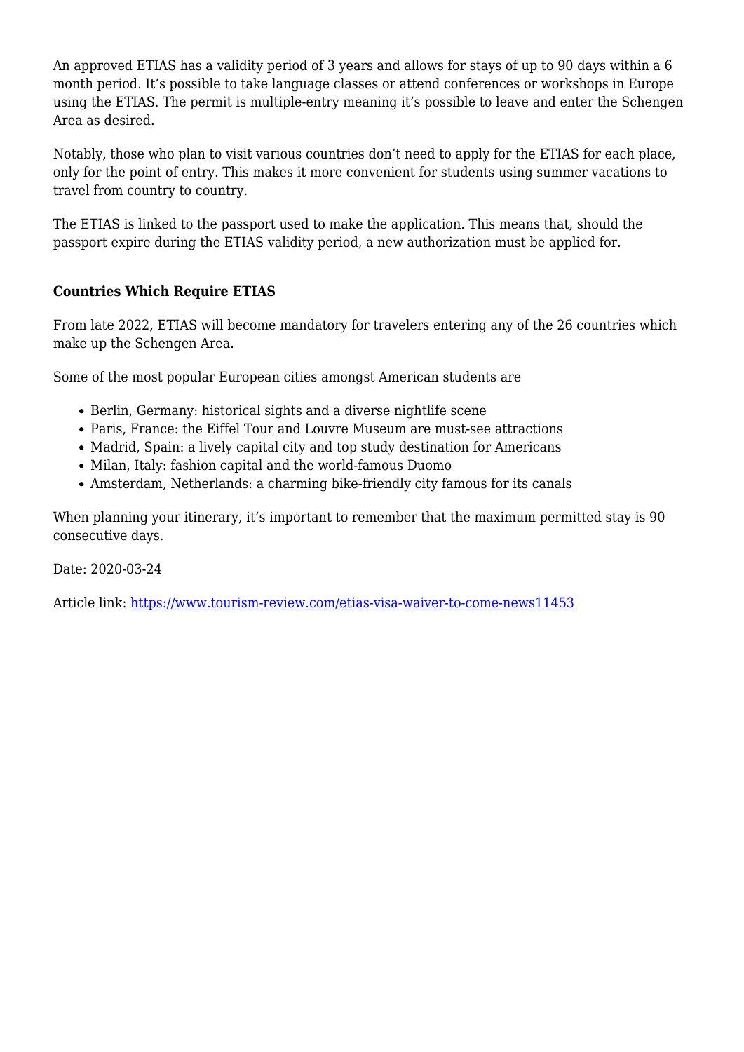An approved ETIAS has a validity period of 3 years and allows for stays of up to 90 days within a 6 month period. It's possible to take language classes or attend conferences or workshops in Europe using the ETIAS. The permit is multiple-entry meaning it's possible to leave and enter the Schengen Area as desired.

Notably, those who plan to visit various countries don't need to apply for the ETIAS for each place, only for the point of entry. This makes it more convenient for students using summer vacations to travel from country to country.

The ETIAS is linked to the passport used to make the application. This means that, should the passport expire during the ETIAS validity period, a new authorization must be applied for.

**Countries Which Require ETIAS**

From late 2022, ETIAS will become mandatory for travelers entering any of the 26 countries which make up the Schengen Area.

Some of the most popular European cities amongst American students are

- Berlin, Germany: historical sights and a diverse nightlife scene
- Paris, France: the Eiffel Tour and Louvre Museum are must-see attractions
- Madrid, Spain: a lively capital city and top study destination for Americans
- Milan, Italy: fashion capital and the world-famous Duomo
- Amsterdam, Netherlands: a charming bike-friendly city famous for its canals

When planning your itinerary, it's important to remember that the maximum permitted stay is 90 consecutive days.

Date: 2020-03-24

Article link: [https://www.tourism-review.com/etias-visa-waiver-to-come-news11453](https://www.tourism-review.com/etias-visa-waiver-to-come-news11453)